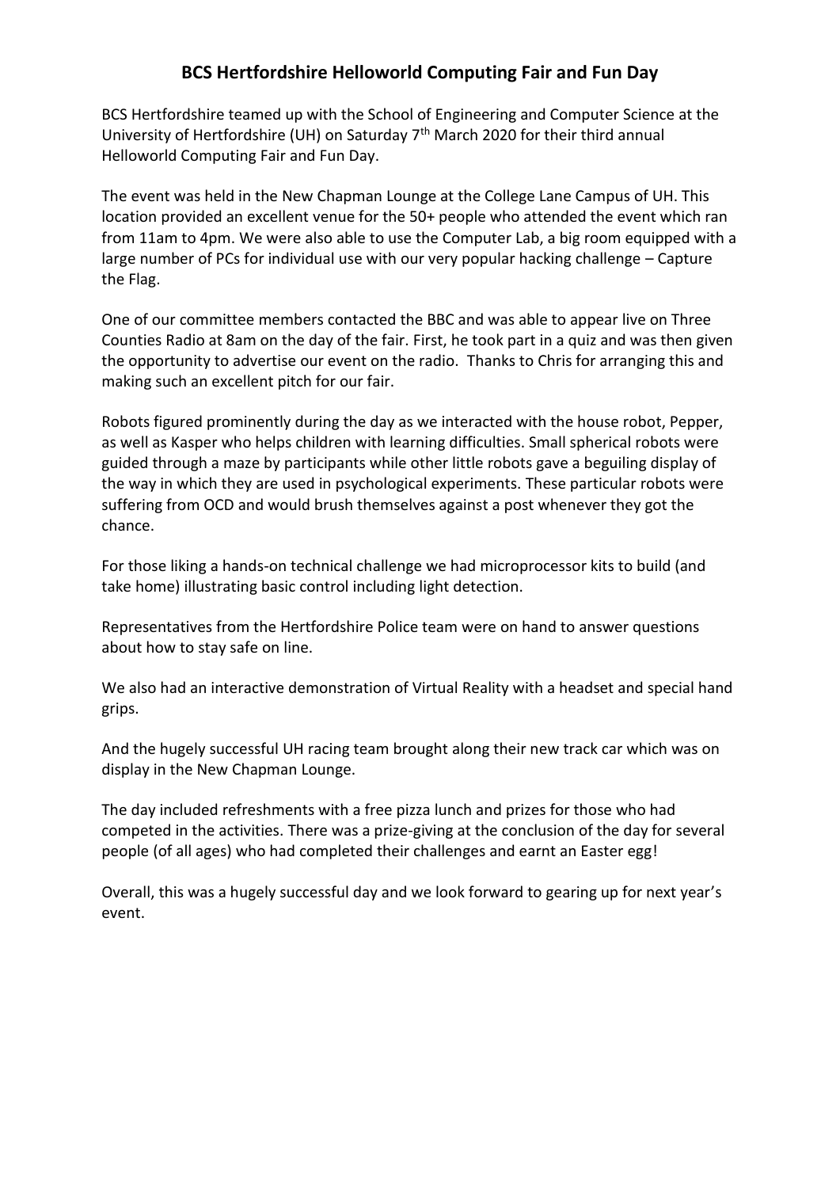# BCS Hertfordshire Helloworld Computing Fair and Fun Day

BCS Hertfordshire teamed up with the School of Engineering and Computer Science at the University of Hertfordshire (UH) on Saturday 7th March 2020 for their third annual Helloworld Computing Fair and Fun Day.

The event was held in the New Chapman Lounge at the College Lane Campus of UH. This location provided an excellent venue for the 50+ people who attended the event which ran from 11am to 4pm. We were also able to use the Computer Lab, a big room equipped with a large number of PCs for individual use with our very popular hacking challenge – Capture the Flag.

One of our committee members contacted the BBC and was able to appear live on Three Counties Radio at 8am on the day of the fair. First, he took part in a quiz and was then given the opportunity to advertise our event on the radio. Thanks to Chris for arranging this and making such an excellent pitch for our fair.

Robots figured prominently during the day as we interacted with the house robot, Pepper, as well as Kasper who helps children with learning difficulties. Small spherical robots were guided through a maze by participants while other little robots gave a beguiling display of the way in which they are used in psychological experiments. These particular robots were suffering from OCD and would brush themselves against a post whenever they got the chance.

For those liking a hands-on technical challenge we had microprocessor kits to build (and take home) illustrating basic control including light detection.

Representatives from the Hertfordshire Police team were on hand to answer questions about how to stay safe on line.

We also had an interactive demonstration of Virtual Reality with a headset and special hand grips.

And the hugely successful UH racing team brought along their new track car which was on display in the New Chapman Lounge.

The day included refreshments with a free pizza lunch and prizes for those who had competed in the activities. There was a prize-giving at the conclusion of the day for several people (of all ages) who had completed their challenges and earnt an Easter egg!

Overall, this was a hugely successful day and we look forward to gearing up for next year's event.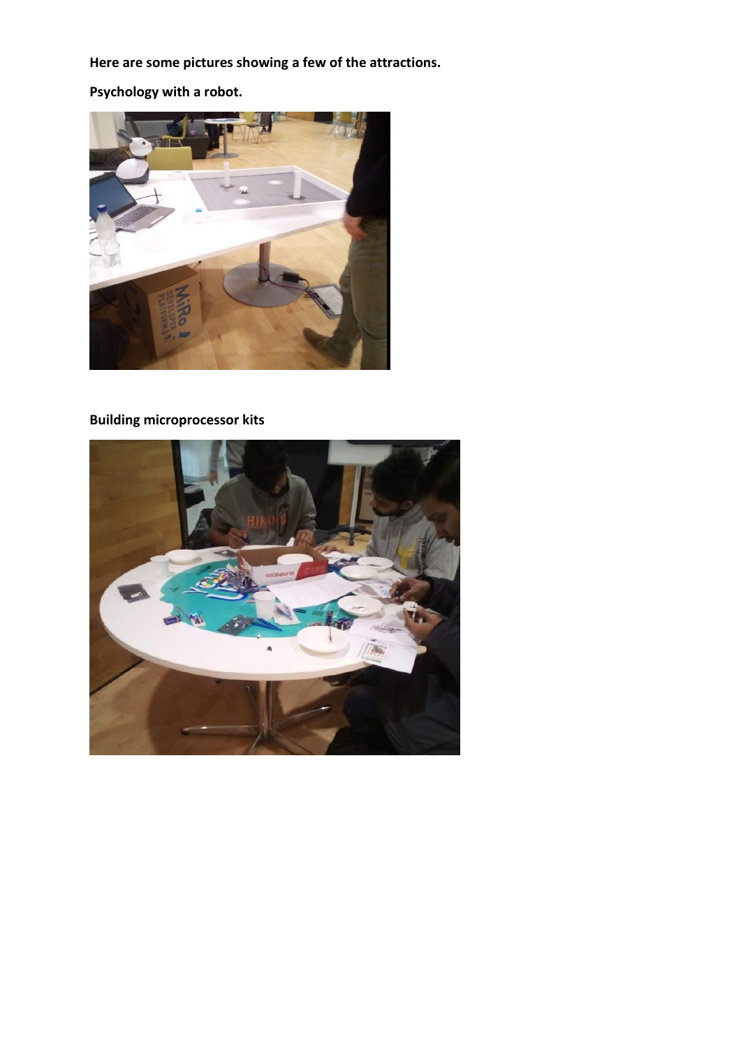**Here are some pictures showing a few of the attractions.**

**Psychology with a robot.**

**Building microprocessor kits**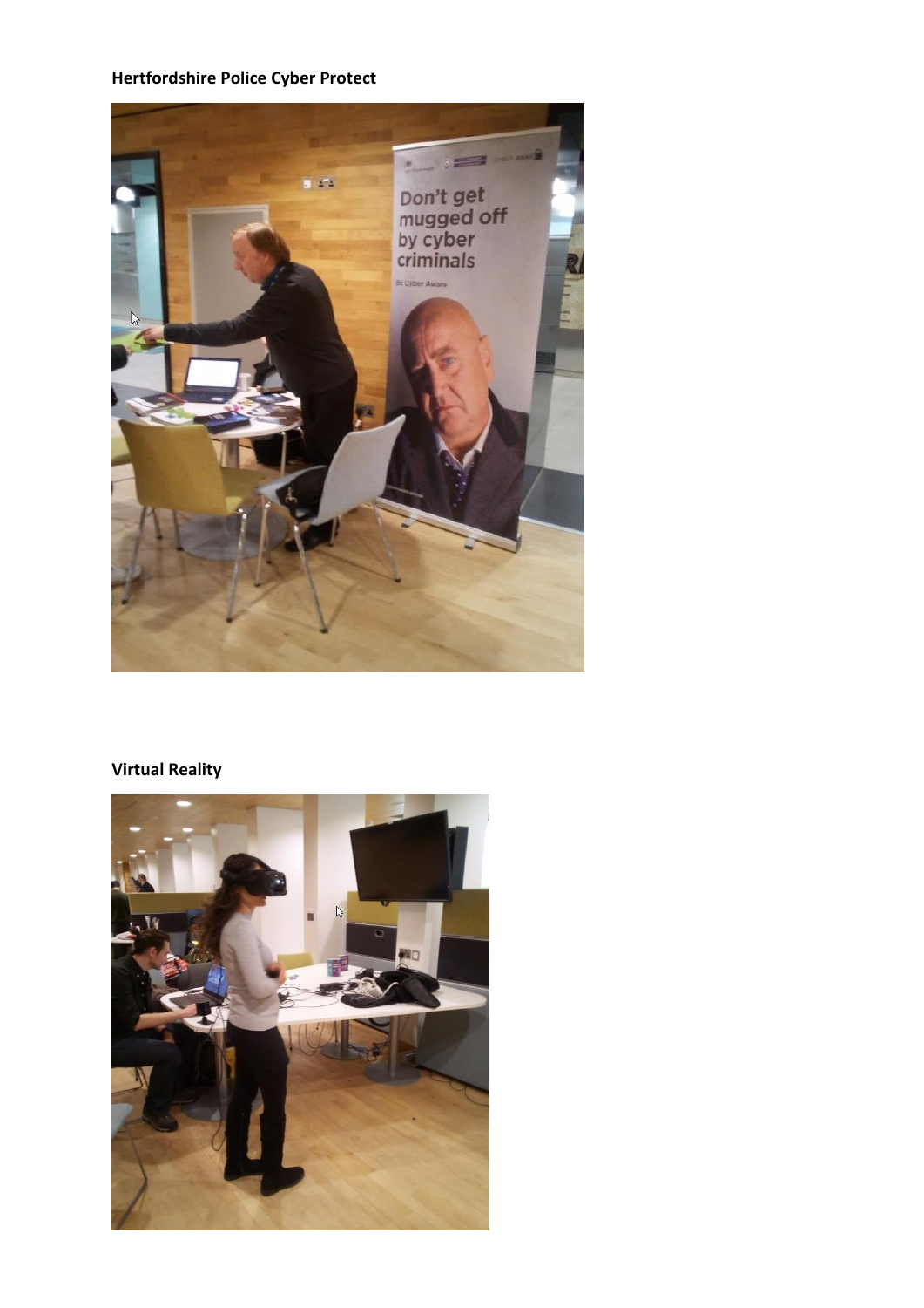**Hertfordshire Police Cyber Protect**

**Virtual Reality**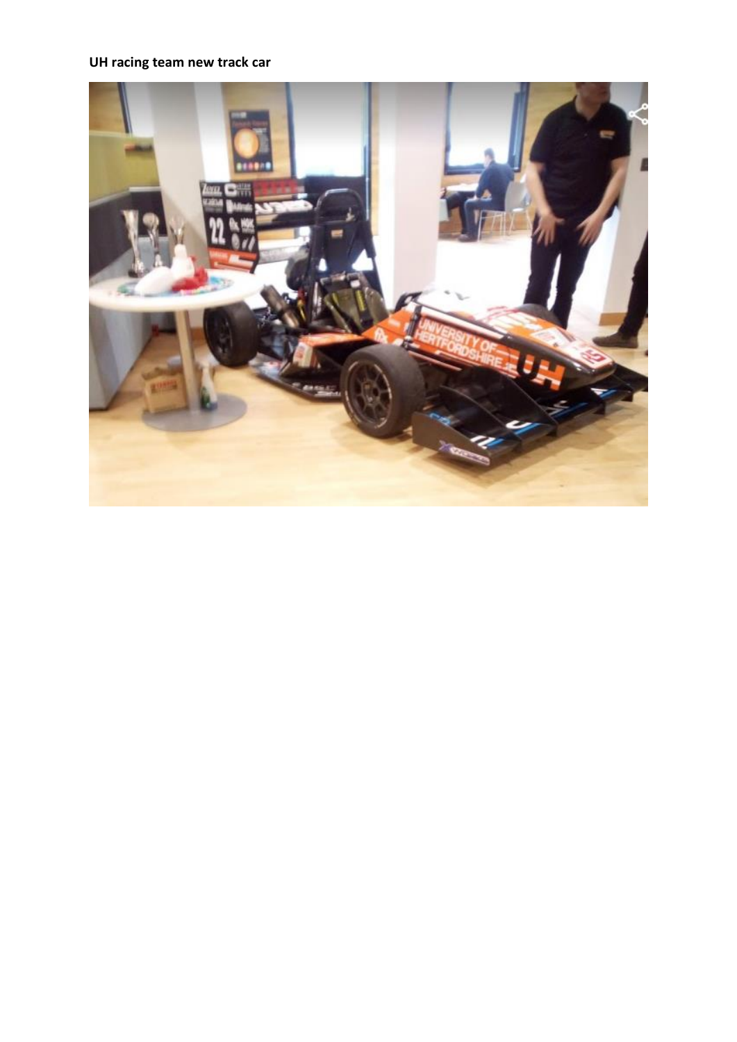**UH racing team new track car**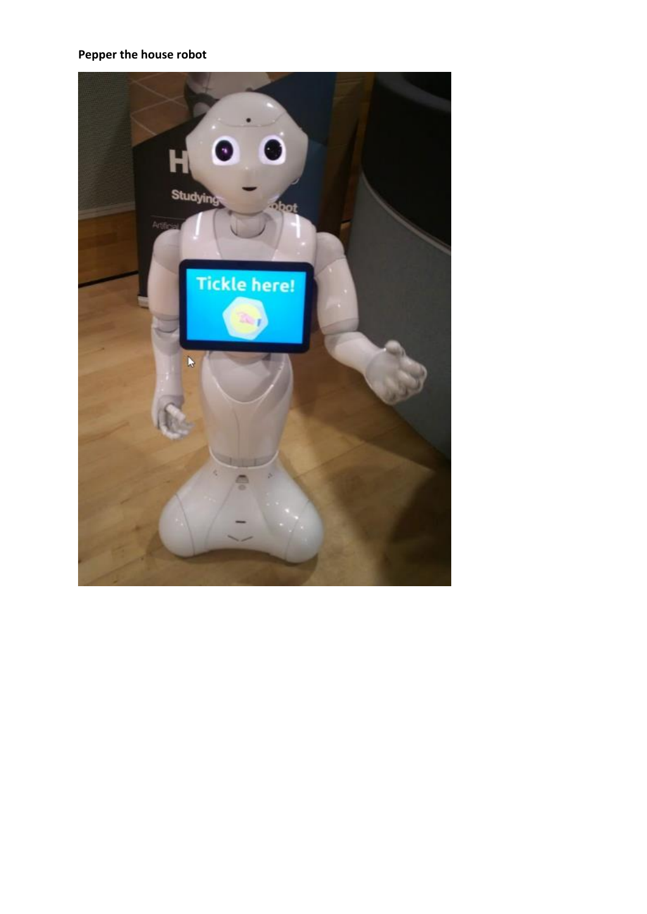**Pepper the house robot**